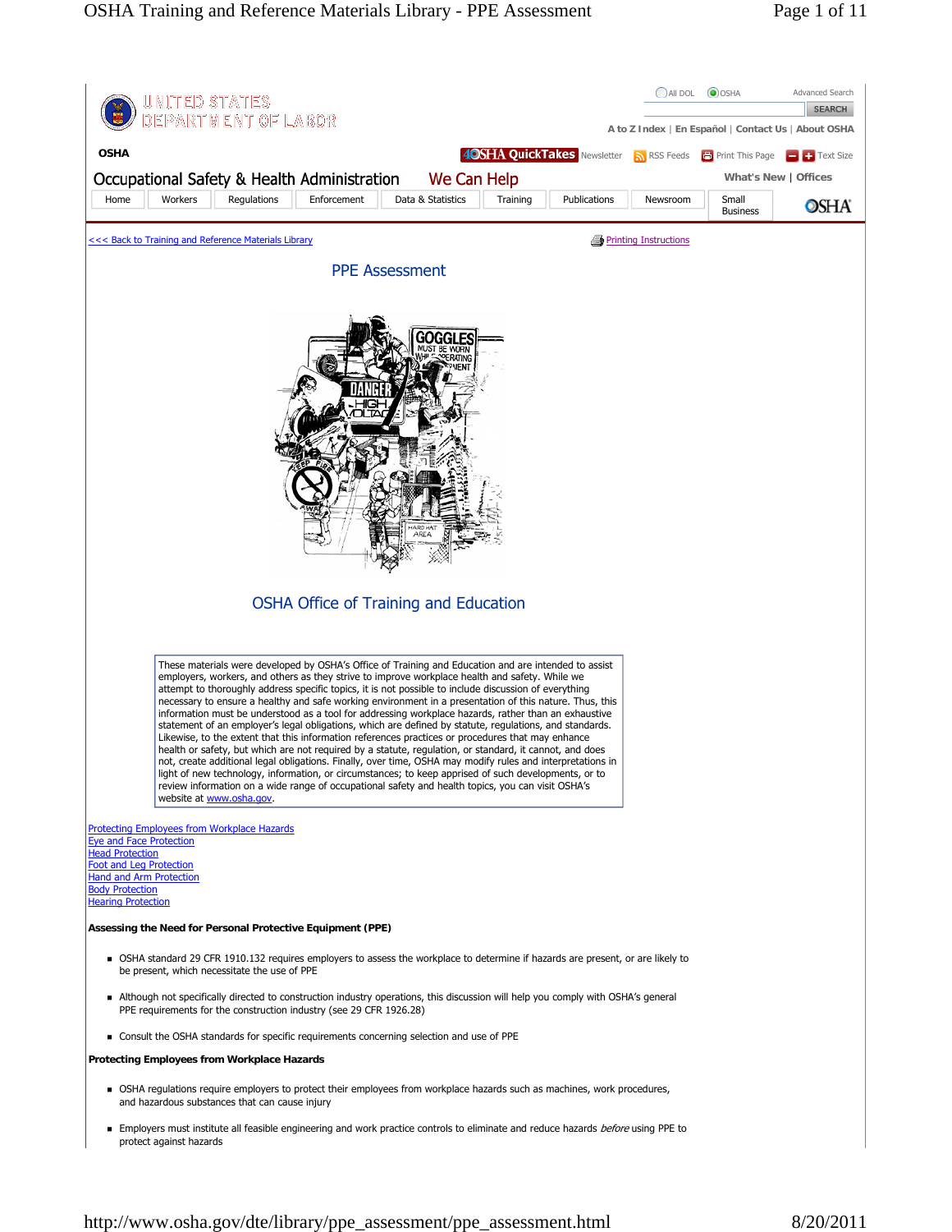<<< Back to Training and Reference Materials Library

Printing Instructions

# PPE Assessment

## OSHA Office of Training and Education

These materials were developed by OSHA's Office of Training and Education and are intended to assist employers, workers, and others as they strive to improve workplace health and safety. While we attempt to thoroughly address specific topics, it is not possible to include discussion of everything necessary to ensure a healthy and safe working environment in a presentation of this nature. Thus, this information must be understood as a tool for addressing workplace hazards, rather than an exhaustive statement of an employer's legal obligations, which are defined by statute, regulations, and standards. Likewise, to the extent that this information references practices or procedures that may enhance health or safety, but which are not required by a statute, regulation, or standard, it cannot, and does not, create additional legal obligations. Finally, over time, OSHA may modify rules and interpretations in light of new technology, information, or circumstances; to keep apprised of such developments, or to review information on a wide range of occupational safety and health topics, you can visit OSHA's website at www.osha.gov.

- Protecting Employees from Workplace Hazards
- Eye and Face Protection
- Head Protection
- Foot and Leg Protection
- Hand and Arm Protection
- Body Protection
- Hearing Protection

**Assessing the Need for Personal Protective Equipment (PPE)**

- OSHA standard 29 CFR 1910.132 requires employers to assess the workplace to determine if hazards are present, or are likely to be present, which necessitate the use of PPE
- Although not specifically directed to construction industry operations, this discussion will help you comply with OSHA's general PPE requirements for the construction industry (see 29 CFR 1926.28)
- Consult the OSHA standards for specific requirements concerning selection and use of PPE

**Protecting Employees from Workplace Hazards**

- OSHA regulations require employers to protect their employees from workplace hazards such as machines, work procedures, and hazardous substances that can cause injury
- Employers must institute all feasible engineering and work practice controls to eliminate and reduce hazards *before* using PPE to protect against hazards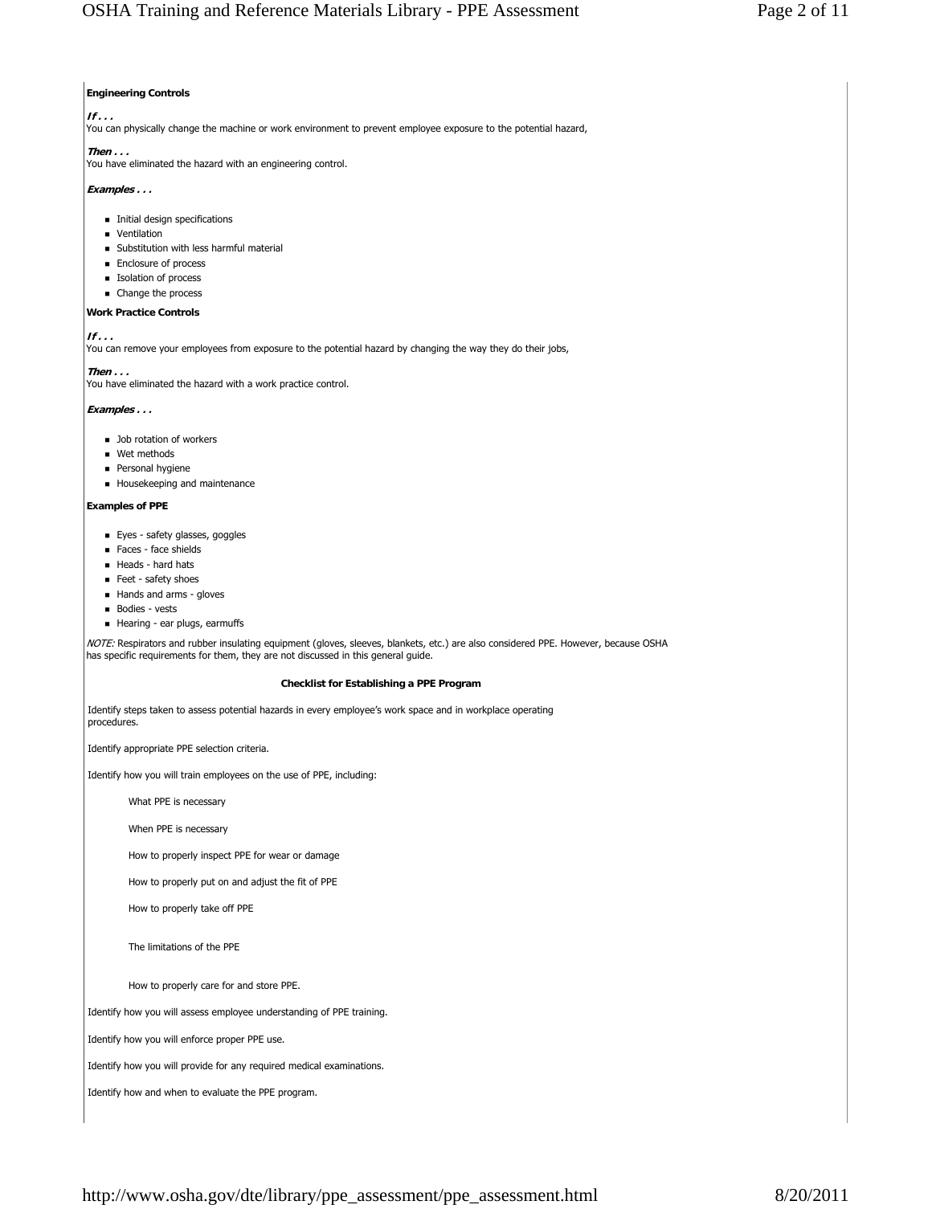**Engineering Controls**

***If . . .***
You can physically change the machine or work environment to prevent employee exposure to the potential hazard,

***Then . . .***
You have eliminated the hazard with an engineering control.

***Examples . . .***

- Initial design specifications
- Ventilation
- Substitution with less harmful material
- Enclosure of process
- Isolation of process
- Change the process

**Work Practice Controls**

***If . . .***
You can remove your employees from exposure to the potential hazard by changing the way they do their jobs,

***Then . . .***
You have eliminated the hazard with a work practice control.

***Examples . . .***

- Job rotation of workers
- Wet methods
- Personal hygiene
- Housekeeping and maintenance

**Examples of PPE**

- Eyes - safety glasses, goggles
- Faces - face shields
- Heads - hard hats
- Feet - safety shoes
- Hands and arms - gloves
- Bodies - vests
- Hearing - ear plugs, earmuffs

*NOTE:* Respirators and rubber insulating equipment (gloves, sleeves, blankets, etc.) are also considered PPE. However, because OSHA has specific requirements for them, they are not discussed in this general guide.

**Checklist for Establishing a PPE Program**

Identify steps taken to assess potential hazards in every employee's work space and in workplace operating procedures.

Identify appropriate PPE selection criteria.

Identify how you will train employees on the use of PPE, including:

- What PPE is necessary
- When PPE is necessary
- How to properly inspect PPE for wear or damage
- How to properly put on and adjust the fit of PPE
- How to properly take off PPE
- The limitations of the PPE
- How to properly care for and store PPE.

Identify how you will assess employee understanding of PPE training.

Identify how you will enforce proper PPE use.

Identify how you will provide for any required medical examinations.

Identify how and when to evaluate the PPE program.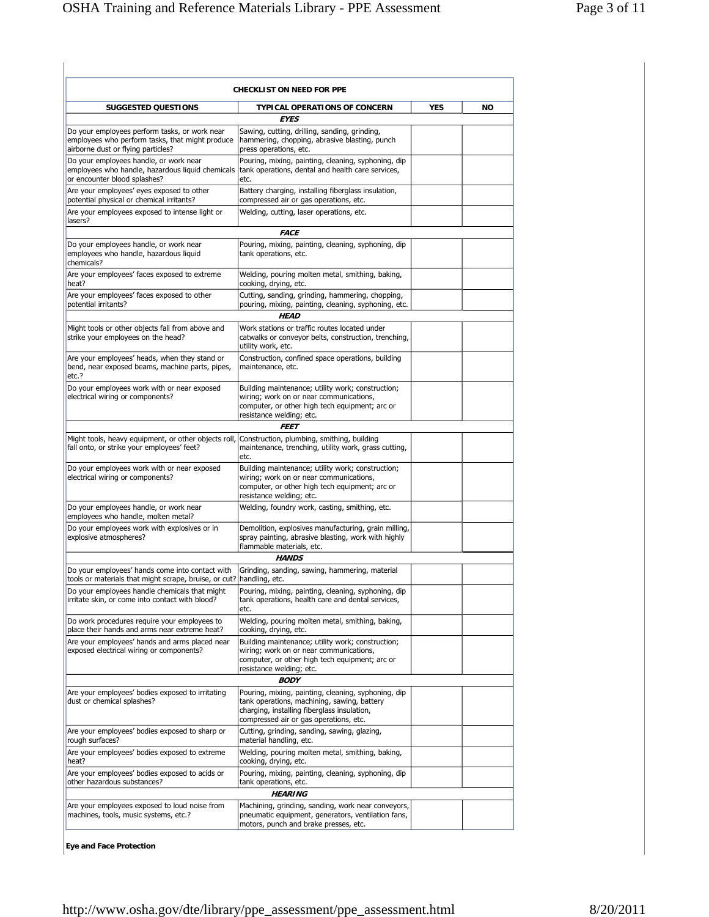| CHECKLIST ON NEED FOR PPE | | | |
|---|---|---|---|
| **SUGGESTED QUESTIONS** | **TYPICAL OPERATIONS OF CONCERN** | **YES** | **NO** |
| ***EYES*** | | | |
| Do your employees perform tasks, or work near employees who perform tasks, that might produce airborne dust or flying particles? | Sawing, cutting, drilling, sanding, grinding, hammering, chopping, abrasive blasting, punch press operations, etc. | | |
| Do your employees handle, or work near employees who handle, hazardous liquid chemicals or encounter blood splashes? | Pouring, mixing, painting, cleaning, syphoning, dip tank operations, dental and health care services, etc. | | |
| Are your employees' eyes exposed to other potential physical or chemical irritants? | Battery charging, installing fiberglass insulation, compressed air or gas operations, etc. | | |
| Are your employees exposed to intense light or lasers? | Welding, cutting, laser operations, etc. | | |
| ***FACE*** | | | |
| Do your employees handle, or work near employees who handle, hazardous liquid chemicals? | Pouring, mixing, painting, cleaning, syphoning, dip tank operations, etc. | | |
| Are your employees' faces exposed to extreme heat? | Welding, pouring molten metal, smithing, baking, cooking, drying, etc. | | |
| Are your employees' faces exposed to other potential irritants? | Cutting, sanding, grinding, hammering, chopping, pouring, mixing, painting, cleaning, syphoning, etc. | | |
| ***HEAD*** | | | |
| Might tools or other objects fall from above and strike your employees on the head? | Work stations or traffic routes located under catwalks or conveyor belts, construction, trenching, utility work, etc. | | |
| Are your employees' heads, when they stand or bend, near exposed beams, machine parts, pipes, etc.? | Construction, confined space operations, building maintenance, etc. | | |
| Do your employees work with or near exposed electrical wiring or components? | Building maintenance; utility work; construction; wiring; work on or near communications, computer, or other high tech equipment; arc or resistance welding; etc. | | |
| ***FEET*** | | | |
| Might tools, heavy equipment, or other objects roll, fall onto, or strike your employees' feet? | Construction, plumbing, smithing, building maintenance, trenching, utility work, grass cutting, etc. | | |
| Do your employees work with or near exposed electrical wiring or components? | Building maintenance; utility work; construction; wiring; work on or near communications, computer, or other high tech equipment; arc or resistance welding; etc. | | |
| Do your employees handle, or work near employees who handle, molten metal? | Welding, foundry work, casting, smithing, etc. | | |
| Do your employees work with explosives or in explosive atmospheres? | Demolition, explosives manufacturing, grain milling, spray painting, abrasive blasting, work with highly flammable materials, etc. | | |
| ***HANDS*** | | | |
| Do your employees' hands come into contact with tools or materials that might scrape, bruise, or cut? | Grinding, sanding, sawing, hammering, material handling, etc. | | |
| Do your employees handle chemicals that might irritate skin, or come into contact with blood? | Pouring, mixing, painting, cleaning, syphoning, dip tank operations, health care and dental services, etc. | | |
| Do work procedures require your employees to place their hands and arms near extreme heat? | Welding, pouring molten metal, smithing, baking, cooking, drying, etc. | | |
| Are your employees' hands and arms placed near exposed electrical wiring or components? | Building maintenance; utility work; construction; wiring; work on or near communications, computer, or other high tech equipment; arc or resistance welding; etc. | | |
| ***BODY*** | | | |
| Are your employees' bodies exposed to irritating dust or chemical splashes? | Pouring, mixing, painting, cleaning, syphoning, dip tank operations, machining, sawing, battery charging, installing fiberglass insulation, compressed air or gas operations, etc. | | |
| Are your employees' bodies exposed to sharp or rough surfaces? | Cutting, grinding, sanding, sawing, glazing, material handling, etc. | | |
| Are your employees' bodies exposed to extreme heat? | Welding, pouring molten metal, smithing, baking, cooking, drying, etc. | | |
| Are your employees' bodies exposed to acids or other hazardous substances? | Pouring, mixing, painting, cleaning, syphoning, dip tank operations, etc. | | |
| ***HEARING*** | | | |
| Are your employees exposed to loud noise from machines, tools, music systems, etc.? | Machining, grinding, sanding, work near conveyors, pneumatic equipment, generators, ventilation fans, motors, punch and brake presses, etc. | | |

**Eye and Face Protection**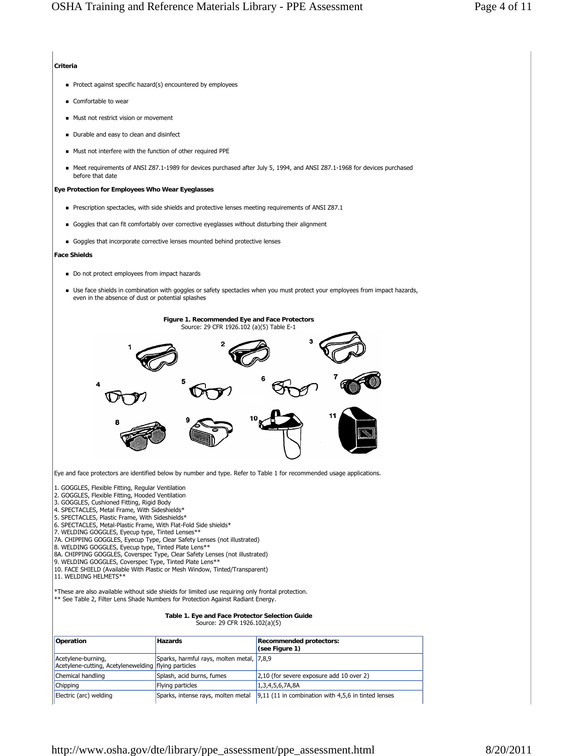**Criteria**

- Protect against specific hazard(s) encountered by employees
- Comfortable to wear
- Must not restrict vision or movement
- Durable and easy to clean and disinfect
- Must not interfere with the function of other required PPE
- Meet requirements of ANSI Z87.1-1989 for devices purchased after July 5, 1994, and ANSI Z87.1-1968 for devices purchased before that date

**Eye Protection for Employees Who Wear Eyeglasses**

- Prescription spectacles, with side shields and protective lenses meeting requirements of ANSI Z87.1
- Goggles that can fit comfortably over corrective eyeglasses without disturbing their alignment
- Goggles that incorporate corrective lenses mounted behind protective lenses

**Face Shields**

- Do not protect employees from impact hazards
- Use face shields in combination with goggles or safety spectacles when you must protect your employees from impact hazards, even in the absence of dust or potential splashes

**Figure 1. Recommended Eye and Face Protectors**
Source: 29 CFR 1926.102 (a)(5) Table E-1

Eye and face protectors are identified below by number and type. Refer to Table 1 for recommended usage applications.

1. GOGGLES, Flexible Fitting, Regular Ventilation
2. GOGGLES, Flexible Fitting, Hooded Ventilation
3. GOGGLES, Cushioned Fitting, Rigid Body
4. SPECTACLES, Metal Frame, With Sideshields*
5. SPECTACLES, Plastic Frame, With Sideshields*
6. SPECTACLES, Metal-Plastic Frame, With Flat-Fold Side shields*
7. WELDING GOGGLES, Eyecup type, Tinted Lenses**
7A. CHIPPING GOGGLES, Eyecup Type, Clear Safety Lenses (not illustrated)
8. WELDING GOGGLES, Eyecup type, Tinted Plate Lens**
8A. CHIPPING GOGGLES, Coverspec Type, Clear Safety Lenses (not illustrated)
9. WELDING GOGGLES, Coverspec Type, Tinted Plate Lens**
10. FACE SHIELD (Available With Plastic or Mesh Window, Tinted/Transparent)
11. WELDING HELMETS**

*These are also available without side shields for limited use requiring only frontal protection.
** See Table 2, Filter Lens Shade Numbers for Protection Against Radiant Energy.

**Table 1. Eye and Face Protector Selection Guide**
Source: 29 CFR 1926.102(a)(5)

| Operation | Hazards | Recommended protectors: (see Figure 1) |
|---|---|---|
| Acetylene-burning, Acetylene-cutting, Acetylenewelding | Sparks, harmful rays, molten metal, flying particles | 7,8,9 |
| Chemical handling | Splash, acid burns, fumes | 2,10 (for severe exposure add 10 over 2) |
| Chipping | Flying particles | 1,3,4,5,6,7A,8A |
| Electric (arc) welding | Sparks, intense rays, molten metal | 9,11 (11 in combination with 4,5,6 in tinted lenses |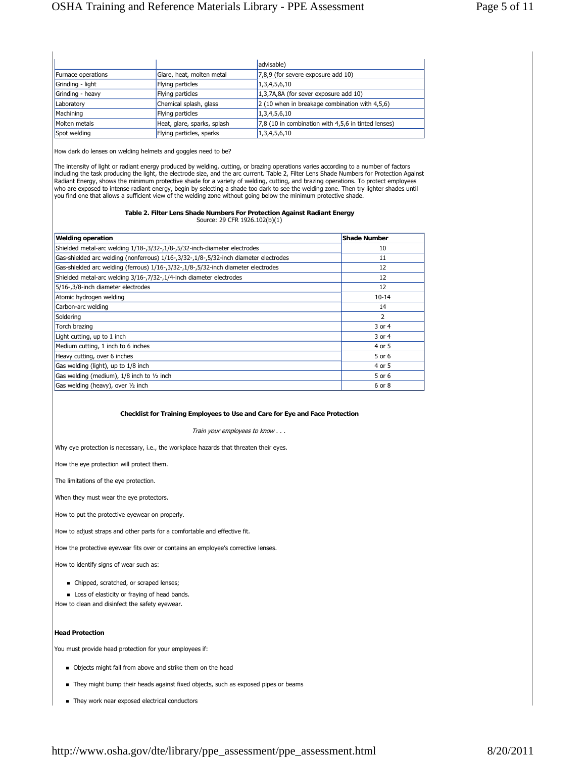| | | advisable) |
|---|---|---|
| Furnace operations | Glare, heat, molten metal | 7,8,9 (for severe exposure add 10) |
| Grinding - light | Flying particles | 1,3,4,5,6,10 |
| Grinding - heavy | Flying particles | 1,3,7A,8A (for sever exposure add 10) |
| Laboratory | Chemical splash, glass | 2 (10 when in breakage combination with 4,5,6) |
| Machining | Flying particles | 1,3,4,5,6,10 |
| Molten metals | Heat, glare, sparks, splash | 7,8 (10 in combination with 4,5,6 in tinted lenses) |
| Spot welding | Flying particles, sparks | 1,3,4,5,6,10 |

How dark do lenses on welding helmets and goggles need to be?

The intensity of light or radiant energy produced by welding, cutting, or brazing operations varies according to a number of factors including the task producing the light, the electrode size, and the arc current. Table 2, Filter Lens Shade Numbers for Protection Against Radiant Energy, shows the minimum protective shade for a variety of welding, cutting, and brazing operations. To protect employees who are exposed to intense radiant energy, begin by selecting a shade too dark to see the welding zone. Then try lighter shades until you find one that allows a sufficient view of the welding zone without going below the minimum protective shade.

**Table 2. Filter Lens Shade Numbers For Protection Against Radiant Energy**
Source: 29 CFR 1926.102(b)(1)

| Welding operation | Shade Number |
|---|---|
| Shielded metal-arc welding 1/18-,3/32-,1/8-,5/32-inch-diameter electrodes | 10 |
| Gas-shielded arc welding (nonferrous) 1/16-,3/32-,1/8-,5/32-inch diameter electrodes | 11 |
| Gas-shielded arc welding (ferrous) 1/16-,3/32-,1/8-,5/32-inch diameter electrodes | 12 |
| Shielded metal-arc welding 3/16-,7/32-,1/4-inch diameter electrodes | 12 |
| 5/16-,3/8-inch diameter electrodes | 12 |
| Atomic hydrogen welding | 10-14 |
| Carbon-arc welding | 14 |
| Soldering | 2 |
| Torch brazing | 3 or 4 |
| Light cutting, up to 1 inch | 3 or 4 |
| Medium cutting, 1 inch to 6 inches | 4 or 5 |
| Heavy cutting, over 6 inches | 5 or 6 |
| Gas welding (light), up to 1/8 inch | 4 or 5 |
| Gas welding (medium), 1/8 inch to ½ inch | 5 or 6 |
| Gas welding (heavy), over ½ inch | 6 or 8 |

**Checklist for Training Employees to Use and Care for Eye and Face Protection**

*Train your employees to know . . .*

Why eye protection is necessary, i.e., the workplace hazards that threaten their eyes.

How the eye protection will protect them.

The limitations of the eye protection.

When they must wear the eye protectors.

How to put the protective eyewear on properly.

How to adjust straps and other parts for a comfortable and effective fit.

How the protective eyewear fits over or contains an employee's corrective lenses.

How to identify signs of wear such as:

- Chipped, scratched, or scraped lenses;
- Loss of elasticity or fraying of head bands.

How to clean and disinfect the safety eyewear.

**Head Protection**

You must provide head protection for your employees if:

- Objects might fall from above and strike them on the head
- They might bump their heads against fixed objects, such as exposed pipes or beams
- They work near exposed electrical conductors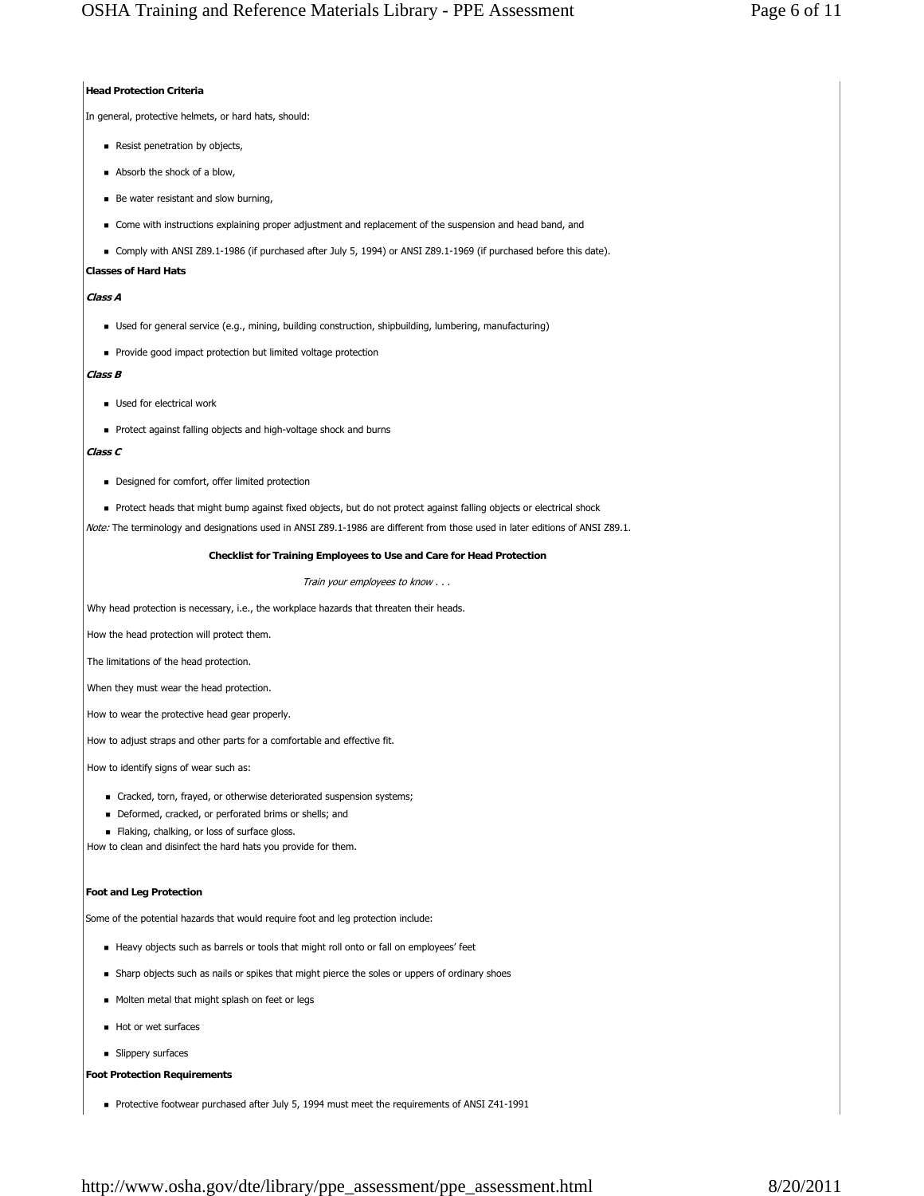**Head Protection Criteria**

In general, protective helmets, or hard hats, should:

- Resist penetration by objects,
- Absorb the shock of a blow,
- Be water resistant and slow burning,
- Come with instructions explaining proper adjustment and replacement of the suspension and head band, and
- Comply with ANSI Z89.1-1986 (if purchased after July 5, 1994) or ANSI Z89.1-1969 (if purchased before this date).

**Classes of Hard Hats**

***Class A***

- Used for general service (e.g., mining, building construction, shipbuilding, lumbering, manufacturing)
- Provide good impact protection but limited voltage protection

***Class B***

- Used for electrical work
- Protect against falling objects and high-voltage shock and burns

***Class C***

- Designed for comfort, offer limited protection
- Protect heads that might bump against fixed objects, but do not protect against falling objects or electrical shock

*Note:* The terminology and designations used in ANSI Z89.1-1986 are different from those used in later editions of ANSI Z89.1.

**Checklist for Training Employees to Use and Care for Head Protection**

*Train your employees to know . . .*

Why head protection is necessary, i.e., the workplace hazards that threaten their heads.

How the head protection will protect them.

The limitations of the head protection.

When they must wear the head protection.

How to wear the protective head gear properly.

How to adjust straps and other parts for a comfortable and effective fit.

How to identify signs of wear such as:

- Cracked, torn, frayed, or otherwise deteriorated suspension systems;
- Deformed, cracked, or perforated brims or shells; and
- Flaking, chalking, or loss of surface gloss.

How to clean and disinfect the hard hats you provide for them.

**Foot and Leg Protection**

Some of the potential hazards that would require foot and leg protection include:

- Heavy objects such as barrels or tools that might roll onto or fall on employees' feet
- Sharp objects such as nails or spikes that might pierce the soles or uppers of ordinary shoes
- Molten metal that might splash on feet or legs
- Hot or wet surfaces
- Slippery surfaces

**Foot Protection Requirements**

- Protective footwear purchased after July 5, 1994 must meet the requirements of ANSI Z41-1991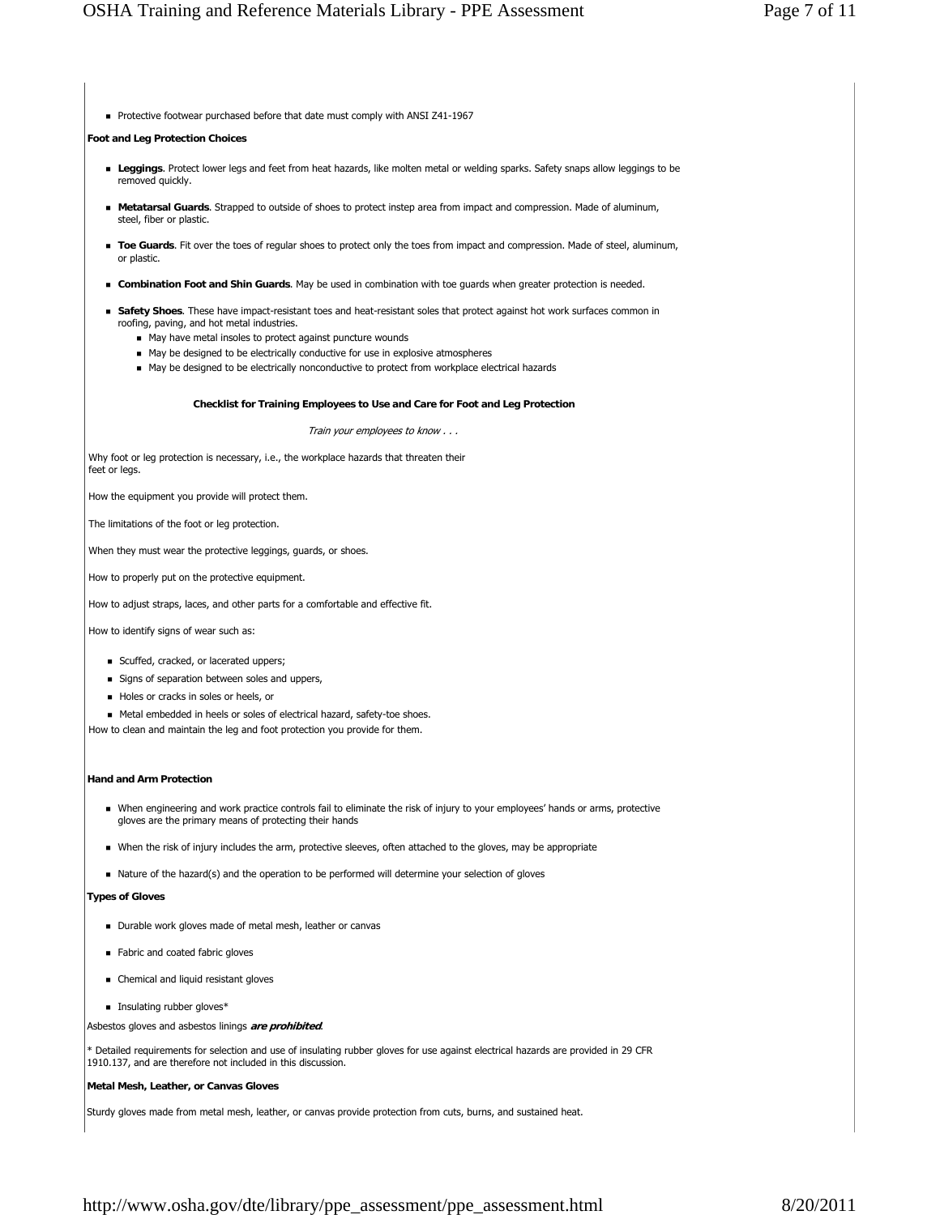- Protective footwear purchased before that date must comply with ANSI Z41-1967

**Foot and Leg Protection Choices**

- **Leggings**. Protect lower legs and feet from heat hazards, like molten metal or welding sparks. Safety snaps allow leggings to be removed quickly.
- **Metatarsal Guards**. Strapped to outside of shoes to protect instep area from impact and compression. Made of aluminum, steel, fiber or plastic.
- **Toe Guards**. Fit over the toes of regular shoes to protect only the toes from impact and compression. Made of steel, aluminum, or plastic.
- **Combination Foot and Shin Guards**. May be used in combination with toe guards when greater protection is needed.
- **Safety Shoes**. These have impact-resistant toes and heat-resistant soles that protect against hot work surfaces common in roofing, paving, and hot metal industries.
  - May have metal insoles to protect against puncture wounds
  - May be designed to be electrically conductive for use in explosive atmospheres
  - May be designed to be electrically nonconductive to protect from workplace electrical hazards

**Checklist for Training Employees to Use and Care for Foot and Leg Protection**

*Train your employees to know . . .*

Why foot or leg protection is necessary, i.e., the workplace hazards that threaten their feet or legs.

How the equipment you provide will protect them.

The limitations of the foot or leg protection.

When they must wear the protective leggings, guards, or shoes.

How to properly put on the protective equipment.

How to adjust straps, laces, and other parts for a comfortable and effective fit.

How to identify signs of wear such as:

- Scuffed, cracked, or lacerated uppers;
- Signs of separation between soles and uppers,
- Holes or cracks in soles or heels, or
- Metal embedded in heels or soles of electrical hazard, safety-toe shoes.

How to clean and maintain the leg and foot protection you provide for them.

**Hand and Arm Protection**

- When engineering and work practice controls fail to eliminate the risk of injury to your employees' hands or arms, protective gloves are the primary means of protecting their hands
- When the risk of injury includes the arm, protective sleeves, often attached to the gloves, may be appropriate
- Nature of the hazard(s) and the operation to be performed will determine your selection of gloves

**Types of Gloves**

- Durable work gloves made of metal mesh, leather or canvas
- Fabric and coated fabric gloves
- Chemical and liquid resistant gloves
- Insulating rubber gloves*

Asbestos gloves and asbestos linings ***are prohibited***.

* Detailed requirements for selection and use of insulating rubber gloves for use against electrical hazards are provided in 29 CFR 1910.137, and are therefore not included in this discussion.

**Metal Mesh, Leather, or Canvas Gloves**

Sturdy gloves made from metal mesh, leather, or canvas provide protection from cuts, burns, and sustained heat.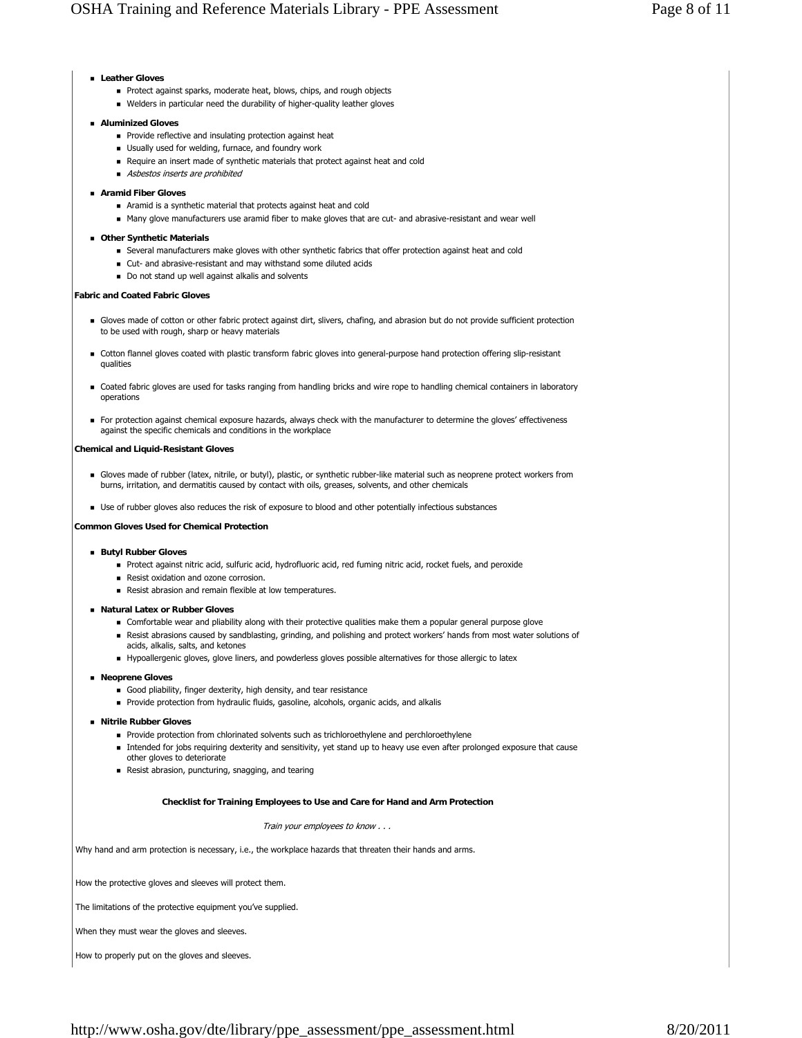- **Leather Gloves**
  - Protect against sparks, moderate heat, blows, chips, and rough objects
  - Welders in particular need the durability of higher-quality leather gloves
- **Aluminized Gloves**
  - Provide reflective and insulating protection against heat
  - Usually used for welding, furnace, and foundry work
  - Require an insert made of synthetic materials that protect against heat and cold
  - *Asbestos inserts are prohibited*
- **Aramid Fiber Gloves**
  - Aramid is a synthetic material that protects against heat and cold
  - Many glove manufacturers use aramid fiber to make gloves that are cut- and abrasive-resistant and wear well
- **Other Synthetic Materials**
  - Several manufacturers make gloves with other synthetic fabrics that offer protection against heat and cold
  - Cut- and abrasive-resistant and may withstand some diluted acids
  - Do not stand up well against alkalis and solvents

**Fabric and Coated Fabric Gloves**

- Gloves made of cotton or other fabric protect against dirt, slivers, chafing, and abrasion but do not provide sufficient protection to be used with rough, sharp or heavy materials
- Cotton flannel gloves coated with plastic transform fabric gloves into general-purpose hand protection offering slip-resistant qualities
- Coated fabric gloves are used for tasks ranging from handling bricks and wire rope to handling chemical containers in laboratory operations
- For protection against chemical exposure hazards, always check with the manufacturer to determine the gloves' effectiveness against the specific chemicals and conditions in the workplace

**Chemical and Liquid-Resistant Gloves**

- Gloves made of rubber (latex, nitrile, or butyl), plastic, or synthetic rubber-like material such as neoprene protect workers from burns, irritation, and dermatitis caused by contact with oils, greases, solvents, and other chemicals
- Use of rubber gloves also reduces the risk of exposure to blood and other potentially infectious substances

**Common Gloves Used for Chemical Protection**

- **Butyl Rubber Gloves**
  - Protect against nitric acid, sulfuric acid, hydrofluoric acid, red fuming nitric acid, rocket fuels, and peroxide
  - Resist oxidation and ozone corrosion.
  - Resist abrasion and remain flexible at low temperatures.
- **Natural Latex or Rubber Gloves**
  - Comfortable wear and pliability along with their protective qualities make them a popular general purpose glove
  - Resist abrasions caused by sandblasting, grinding, and polishing and protect workers' hands from most water solutions of acids, alkalis, salts, and ketones
  - Hypoallergenic gloves, glove liners, and powderless gloves possible alternatives for those allergic to latex
- **Neoprene Gloves**
  - Good pliability, finger dexterity, high density, and tear resistance
  - Provide protection from hydraulic fluids, gasoline, alcohols, organic acids, and alkalis
- **Nitrile Rubber Gloves**
  - Provide protection from chlorinated solvents such as trichloroethylene and perchloroethylene
  - Intended for jobs requiring dexterity and sensitivity, yet stand up to heavy use even after prolonged exposure that cause other gloves to deteriorate
  - Resist abrasion, puncturing, snagging, and tearing

**Checklist for Training Employees to Use and Care for Hand and Arm Protection**

*Train your employees to know . . .*

Why hand and arm protection is necessary, i.e., the workplace hazards that threaten their hands and arms.

How the protective gloves and sleeves will protect them.

The limitations of the protective equipment you've supplied.

When they must wear the gloves and sleeves.

How to properly put on the gloves and sleeves.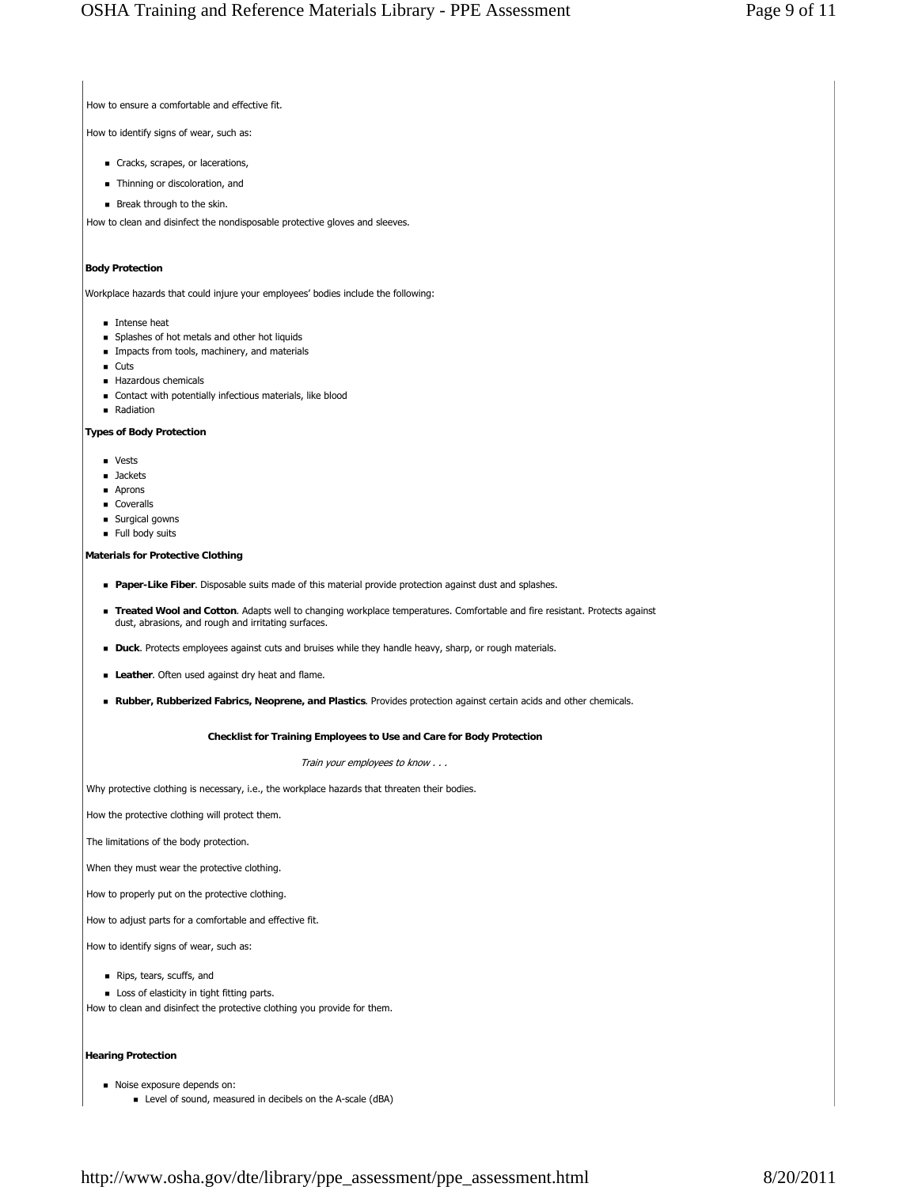How to ensure a comfortable and effective fit.

How to identify signs of wear, such as:

- Cracks, scrapes, or lacerations,
- Thinning or discoloration, and
- Break through to the skin.

How to clean and disinfect the nondisposable protective gloves and sleeves.

**Body Protection**

Workplace hazards that could injure your employees' bodies include the following:

- Intense heat
- Splashes of hot metals and other hot liquids
- Impacts from tools, machinery, and materials
- Cuts
- Hazardous chemicals
- Contact with potentially infectious materials, like blood
- Radiation

**Types of Body Protection**

- Vests
- Jackets
- Aprons
- Coveralls
- Surgical gowns
- Full body suits

**Materials for Protective Clothing**

- **Paper-Like Fiber**. Disposable suits made of this material provide protection against dust and splashes.
- **Treated Wool and Cotton**. Adapts well to changing workplace temperatures. Comfortable and fire resistant. Protects against dust, abrasions, and rough and irritating surfaces.
- **Duck**. Protects employees against cuts and bruises while they handle heavy, sharp, or rough materials.
- **Leather**. Often used against dry heat and flame.
- **Rubber, Rubberized Fabrics, Neoprene, and Plastics**. Provides protection against certain acids and other chemicals.

**Checklist for Training Employees to Use and Care for Body Protection**

*Train your employees to know . . .*

Why protective clothing is necessary, i.e., the workplace hazards that threaten their bodies.

How the protective clothing will protect them.

The limitations of the body protection.

When they must wear the protective clothing.

How to properly put on the protective clothing.

How to adjust parts for a comfortable and effective fit.

How to identify signs of wear, such as:

- Rips, tears, scuffs, and
- Loss of elasticity in tight fitting parts.

How to clean and disinfect the protective clothing you provide for them.

**Hearing Protection**

- Noise exposure depends on:
  - Level of sound, measured in decibels on the A-scale (dBA)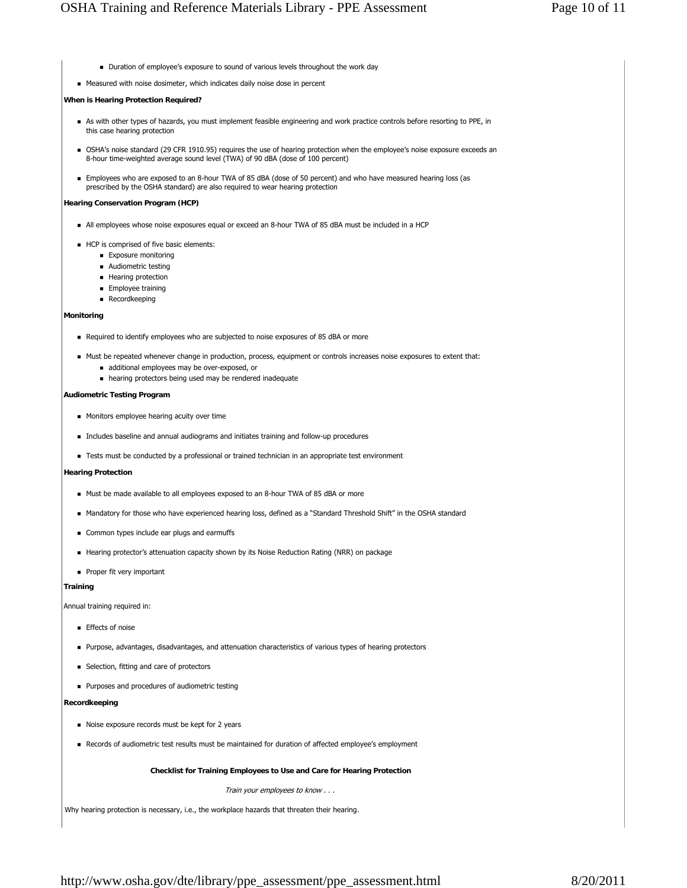- Duration of employee's exposure to sound of various levels throughout the work day
- Measured with noise dosimeter, which indicates daily noise dose in percent

**When is Hearing Protection Required?**

- As with other types of hazards, you must implement feasible engineering and work practice controls before resorting to PPE, in this case hearing protection
- OSHA's noise standard (29 CFR 1910.95) requires the use of hearing protection when the employee's noise exposure exceeds an 8-hour time-weighted average sound level (TWA) of 90 dBA (dose of 100 percent)
- Employees who are exposed to an 8-hour TWA of 85 dBA (dose of 50 percent) and who have measured hearing loss (as prescribed by the OSHA standard) are also required to wear hearing protection

**Hearing Conservation Program (HCP)**

- All employees whose noise exposures equal or exceed an 8-hour TWA of 85 dBA must be included in a HCP
- HCP is comprised of five basic elements:
  - Exposure monitoring
  - Audiometric testing
  - Hearing protection
  - Employee training
  - Recordkeeping

**Monitoring**

- Required to identify employees who are subjected to noise exposures of 85 dBA or more
- Must be repeated whenever change in production, process, equipment or controls increases noise exposures to extent that:
  - additional employees may be over-exposed, or
  - hearing protectors being used may be rendered inadequate

**Audiometric Testing Program**

- Monitors employee hearing acuity over time
- Includes baseline and annual audiograms and initiates training and follow-up procedures
- Tests must be conducted by a professional or trained technician in an appropriate test environment

**Hearing Protection**

- Must be made available to all employees exposed to an 8-hour TWA of 85 dBA or more
- Mandatory for those who have experienced hearing loss, defined as a "Standard Threshold Shift" in the OSHA standard
- Common types include ear plugs and earmuffs
- Hearing protector's attenuation capacity shown by its Noise Reduction Rating (NRR) on package
- Proper fit very important

**Training**

Annual training required in:

- Effects of noise
- Purpose, advantages, disadvantages, and attenuation characteristics of various types of hearing protectors
- Selection, fitting and care of protectors
- Purposes and procedures of audiometric testing

**Recordkeeping**

- Noise exposure records must be kept for 2 years
- Records of audiometric test results must be maintained for duration of affected employee's employment

**Checklist for Training Employees to Use and Care for Hearing Protection**

*Train your employees to know . . .*

Why hearing protection is necessary, i.e., the workplace hazards that threaten their hearing.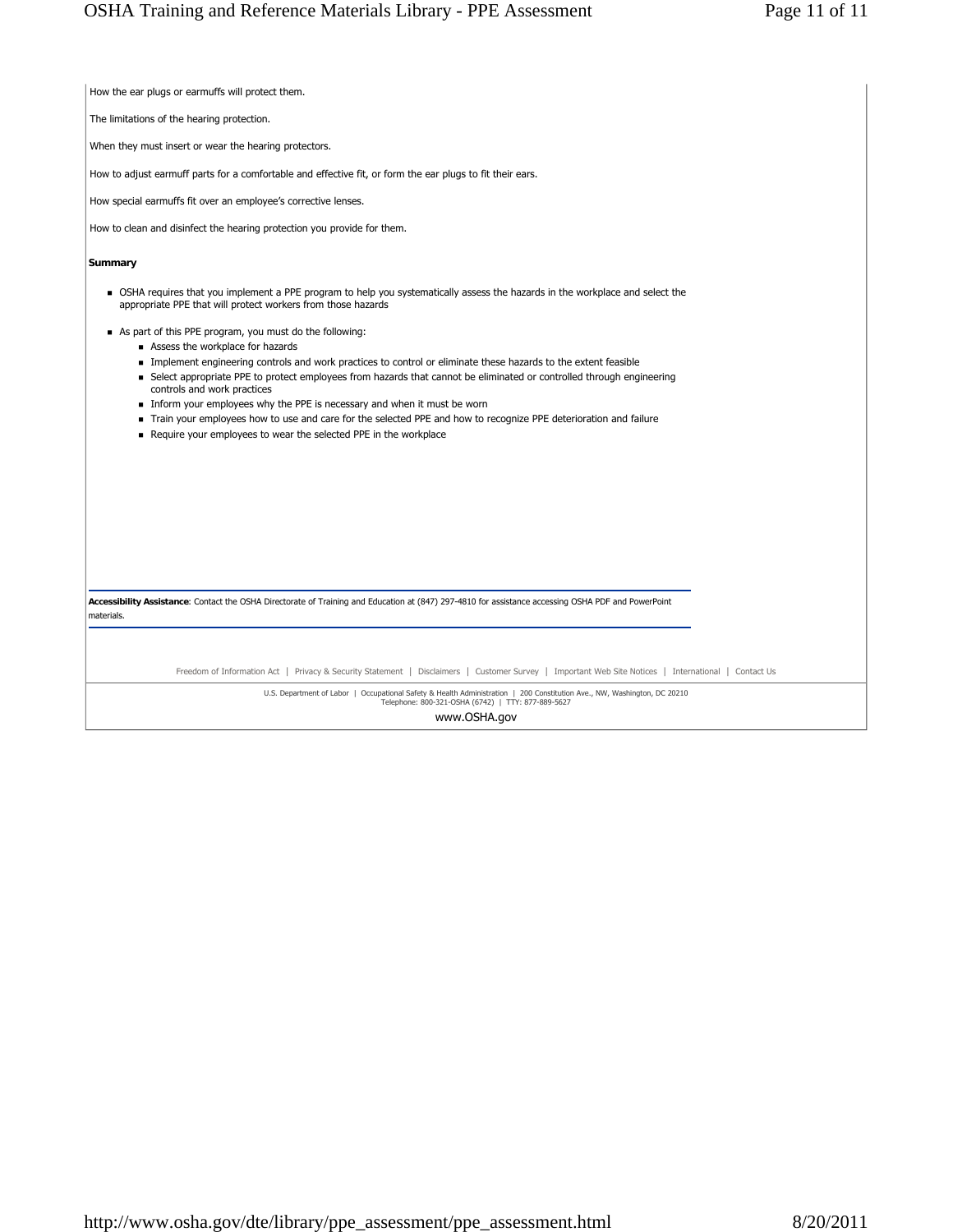How the ear plugs or earmuffs will protect them.

The limitations of the hearing protection.

When they must insert or wear the hearing protectors.

How to adjust earmuff parts for a comfortable and effective fit, or form the ear plugs to fit their ears.

How special earmuffs fit over an employee's corrective lenses.

How to clean and disinfect the hearing protection you provide for them.

**Summary**

- OSHA requires that you implement a PPE program to help you systematically assess the hazards in the workplace and select the appropriate PPE that will protect workers from those hazards
- As part of this PPE program, you must do the following:
  - Assess the workplace for hazards
  - Implement engineering controls and work practices to control or eliminate these hazards to the extent feasible
  - Select appropriate PPE to protect employees from hazards that cannot be eliminated or controlled through engineering controls and work practices
  - Inform your employees why the PPE is necessary and when it must be worn
  - Train your employees how to use and care for the selected PPE and how to recognize PPE deterioration and failure
  - Require your employees to wear the selected PPE in the workplace

**Accessibility Assistance**: Contact the OSHA Directorate of Training and Education at (847) 297-4810 for assistance accessing OSHA PDF and PowerPoint materials.

Freedom of Information Act | Privacy & Security Statement | Disclaimers | Customer Survey | Important Web Site Notices | International | Contact Us

U.S. Department of Labor | Occupational Safety & Health Administration | 200 Constitution Ave., NW, Washington, DC 20210
Telephone: 800-321-OSHA (6742) | TTY: 877-889-5627

www.OSHA.gov